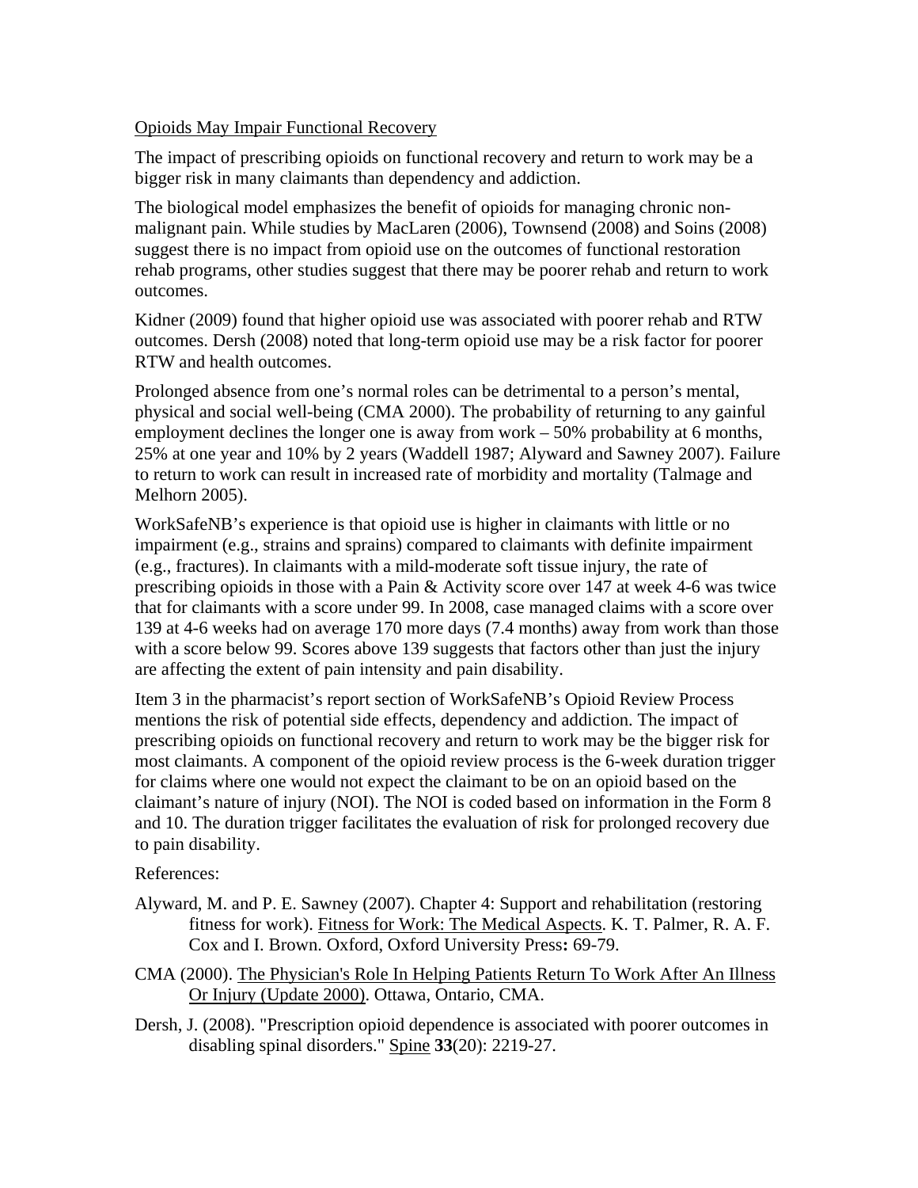Opioids May Impair Functional Recovery

The impact of prescribing opioids on functional recovery and return to work may be a bigger risk in many claimants than dependency and addiction.

The biological model emphasizes the benefit of opioids for managing chronic non-malignant pain. While studies by MacLaren (2006), Townsend (2008) and Soins (2008) suggest there is no impact from opioid use on the outcomes of functional restoration rehab programs, other studies suggest that there may be poorer rehab and return to work outcomes.

Kidner (2009) found that higher opioid use was associated with poorer rehab and RTW outcomes. Dersh (2008) noted that long-term opioid use may be a risk factor for poorer RTW and health outcomes.

Prolonged absence from one's normal roles can be detrimental to a person's mental, physical and social well-being (CMA 2000). The probability of returning to any gainful employment declines the longer one is away from work – 50% probability at 6 months, 25% at one year and 10% by 2 years (Waddell 1987; Alyward and Sawney 2007). Failure to return to work can result in increased rate of morbidity and mortality (Talmage and Melhorn 2005).

WorkSafeNB's experience is that opioid use is higher in claimants with little or no impairment (e.g., strains and sprains) compared to claimants with definite impairment (e.g., fractures). In claimants with a mild-moderate soft tissue injury, the rate of prescribing opioids in those with a Pain & Activity score over 147 at week 4-6 was twice that for claimants with a score under 99. In 2008, case managed claims with a score over 139 at 4-6 weeks had on average 170 more days (7.4 months) away from work than those with a score below 99. Scores above 139 suggests that factors other than just the injury are affecting the extent of pain intensity and pain disability.

Item 3 in the pharmacist's report section of WorkSafeNB's Opioid Review Process mentions the risk of potential side effects, dependency and addiction. The impact of prescribing opioids on functional recovery and return to work may be the bigger risk for most claimants. A component of the opioid review process is the 6-week duration trigger for claims where one would not expect the claimant to be on an opioid based on the claimant's nature of injury (NOI). The NOI is coded based on information in the Form 8 and 10. The duration trigger facilitates the evaluation of risk for prolonged recovery due to pain disability.

References:

Alyward, M. and P. E. Sawney (2007). Chapter 4: Support and rehabilitation (restoring fitness for work). Fitness for Work: The Medical Aspects. K. T. Palmer, R. A. F. Cox and I. Brown. Oxford, Oxford University Press**:** 69-79.

CMA (2000). The Physician's Role In Helping Patients Return To Work After An Illness Or Injury (Update 2000). Ottawa, Ontario, CMA.

Dersh, J. (2008). "Prescription opioid dependence is associated with poorer outcomes in disabling spinal disorders." Spine **33**(20): 2219-27.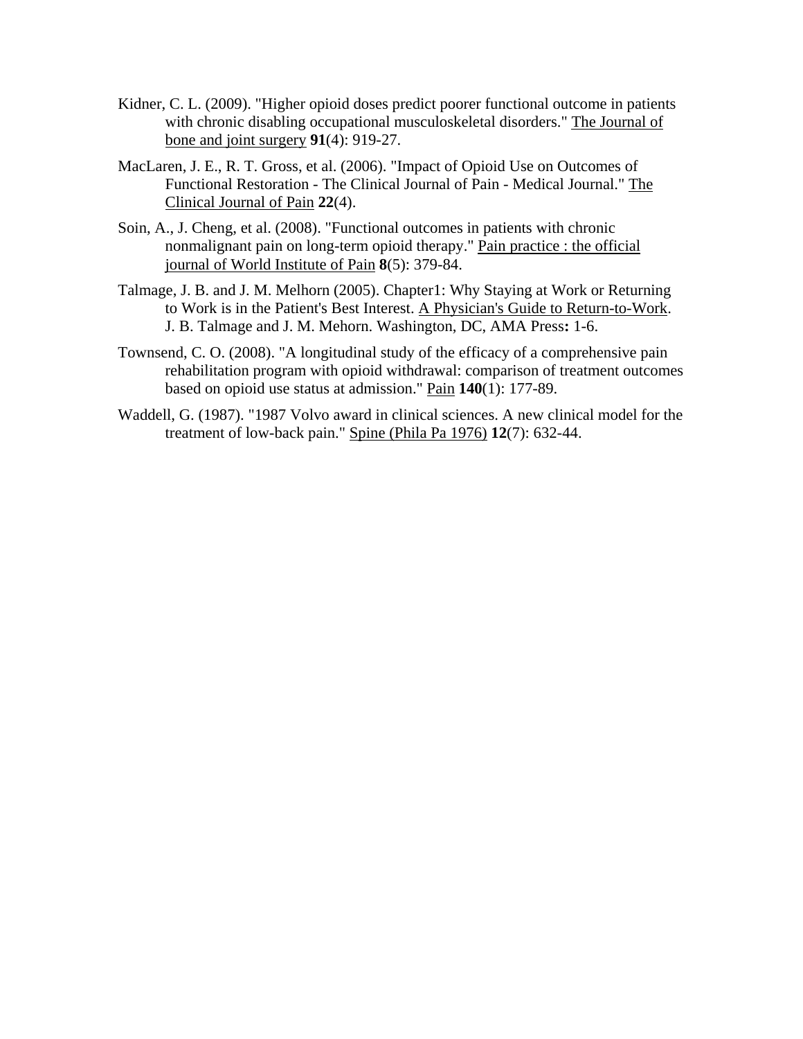Kidner, C. L. (2009). "Higher opioid doses predict poorer functional outcome in patients with chronic disabling occupational musculoskeletal disorders." The Journal of bone and joint surgery **91**(4): 919-27.

MacLaren, J. E., R. T. Gross, et al. (2006). "Impact of Opioid Use on Outcomes of Functional Restoration - The Clinical Journal of Pain - Medical Journal." The Clinical Journal of Pain **22**(4).

Soin, A., J. Cheng, et al. (2008). "Functional outcomes in patients with chronic nonmalignant pain on long-term opioid therapy." Pain practice : the official journal of World Institute of Pain **8**(5): 379-84.

Talmage, J. B. and J. M. Melhorn (2005). Chapter1: Why Staying at Work or Returning to Work is in the Patient's Best Interest. A Physician's Guide to Return-to-Work. J. B. Talmage and J. M. Mehorn. Washington, DC, AMA Press**:** 1-6.

Townsend, C. O. (2008). "A longitudinal study of the efficacy of a comprehensive pain rehabilitation program with opioid withdrawal: comparison of treatment outcomes based on opioid use status at admission." Pain **140**(1): 177-89.

Waddell, G. (1987). "1987 Volvo award in clinical sciences. A new clinical model for the treatment of low-back pain." Spine (Phila Pa 1976) **12**(7): 632-44.